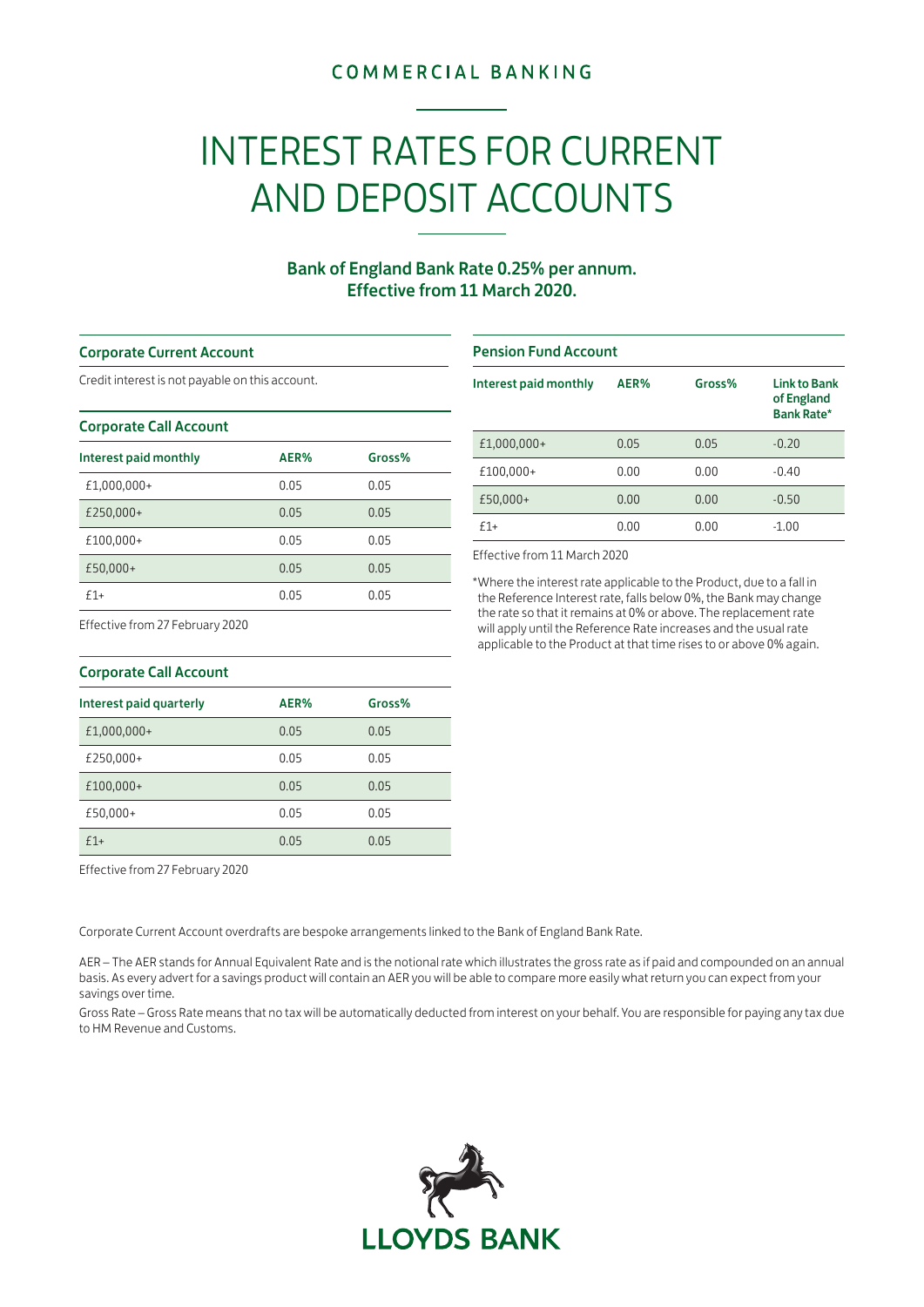COMMERCIAL BANKING

# INTEREST RATES FOR CURRENT AND DEPOSIT ACCOUNTS

**Bank of England Bank Rate 0.25% per annum.**
**Effective from 11 March 2020.**

### Corporate Current Account

Credit interest is not payable on this account.

### Corporate Call Account

| Interest paid monthly | AER% | Gross% |
|---|---|---|
| £1,000,000+ | 0.05 | 0.05 |
| £250,000+ | 0.05 | 0.05 |
| £100,000+ | 0.05 | 0.05 |
| £50,000+ | 0.05 | 0.05 |
| £1+ | 0.05 | 0.05 |

Effective from 27 February 2020

### Corporate Call Account

| Interest paid quarterly | AER% | Gross% |
|---|---|---|
| £1,000,000+ | 0.05 | 0.05 |
| £250,000+ | 0.05 | 0.05 |
| £100,000+ | 0.05 | 0.05 |
| £50,000+ | 0.05 | 0.05 |
| £1+ | 0.05 | 0.05 |

Effective from 27 February 2020

### Pension Fund Account

| Interest paid monthly | AER% | Gross% | Link to Bank of England Bank Rate* |
|---|---|---|---|
| £1,000,000+ | 0.05 | 0.05 | -0.20 |
| £100,000+ | 0.00 | 0.00 | -0.40 |
| £50,000+ | 0.00 | 0.00 | -0.50 |
| £1+ | 0.00 | 0.00 | -1.00 |

Effective from 11 March 2020

*Where the interest rate applicable to the Product, due to a fall in the Reference Interest rate, falls below 0%, the Bank may change the rate so that it remains at 0% or above. The replacement rate will apply until the Reference Rate increases and the usual rate applicable to the Product at that time rises to or above 0% again.

Corporate Current Account overdrafts are bespoke arrangements linked to the Bank of England Bank Rate.

AER – The AER stands for Annual Equivalent Rate and is the notional rate which illustrates the gross rate as if paid and compounded on an annual basis. As every advert for a savings product will contain an AER you will be able to compare more easily what return you can expect from your savings over time.

Gross Rate – Gross Rate means that no tax will be automatically deducted from interest on your behalf. You are responsible for paying any tax due to HM Revenue and Customs.

LLOYDS BANK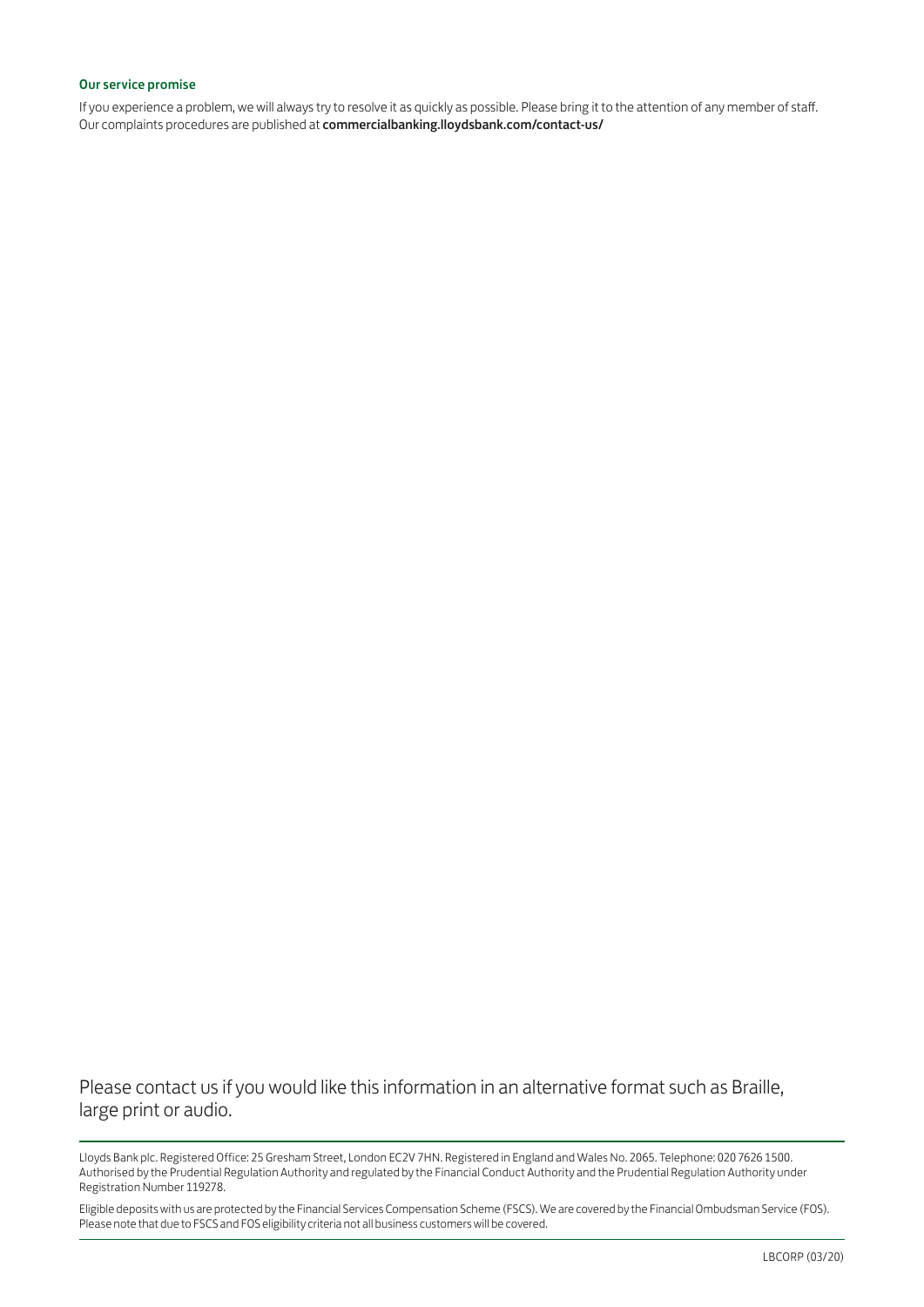### Our service promise

If you experience a problem, we will always try to resolve it as quickly as possible. Please bring it to the attention of any member of staff. Our complaints procedures are published at **commercialbanking.lloydsbank.com/contact-us/**

Please contact us if you would like this information in an alternative format such as Braille, large print or audio.

Lloyds Bank plc. Registered Office: 25 Gresham Street, London EC2V 7HN. Registered in England and Wales No. 2065. Telephone: 020 7626 1500. Authorised by the Prudential Regulation Authority and regulated by the Financial Conduct Authority and the Prudential Regulation Authority under Registration Number 119278.

Eligible deposits with us are protected by the Financial Services Compensation Scheme (FSCS). We are covered by the Financial Ombudsman Service (FOS). Please note that due to FSCS and FOS eligibility criteria not all business customers will be covered.

LBCORP (03/20)